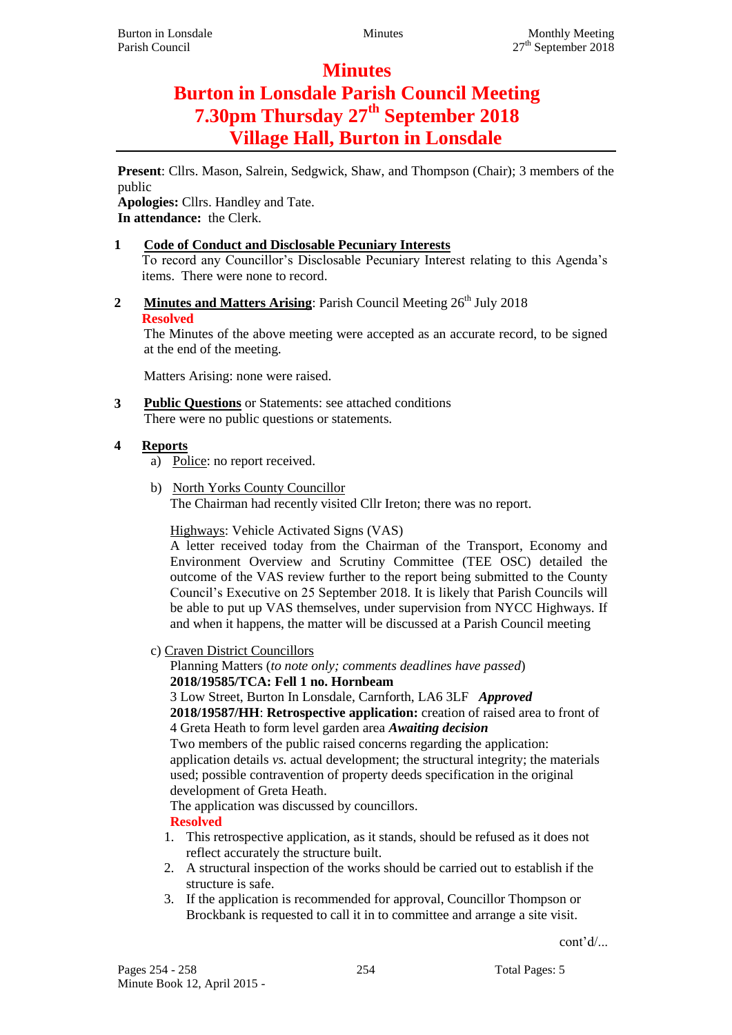# Minutes

# Burton in Lonsdale Parish Council Meeting

# 7.30pm Thursday 27th September 2018

# Village Hall, Burton in Lonsdale

**Present**: Cllrs. Mason, Salrein, Sedgwick, Shaw, and Thompson (Chair); 3 members of the public

**Apologies:** Cllrs. Handley and Tate.

**In attendance:** the Clerk.

**1 Code of Conduct and Disclosable Pecuniary Interests**

To record any Councillor's Disclosable Pecuniary Interest relating to this Agenda's items. There were none to record.

**2 Minutes and Matters Arising**: Parish Council Meeting 26th July 2018

**Resolved**

The Minutes of the above meeting were accepted as an accurate record, to be signed at the end of the meeting.

Matters Arising: none were raised.

**3 Public Questions** or Statements: see attached conditions

There were no public questions or statements.

**4 Reports**

a) Police: no report received.

b) North Yorks County Councillor

The Chairman had recently visited Cllr Ireton; there was no report.

Highways: Vehicle Activated Signs (VAS)

A letter received today from the Chairman of the Transport, Economy and Environment Overview and Scrutiny Committee (TEE OSC) detailed the outcome of the VAS review further to the report being submitted to the County Council's Executive on 25 September 2018. It is likely that Parish Councils will be able to put up VAS themselves, under supervision from NYCC Highways. If and when it happens, the matter will be discussed at a Parish Council meeting

c) Craven District Councillors

Planning Matters (*to note only; comments deadlines have passed*)

**2018/19585/TCA: Fell 1 no. Hornbeam**

3 Low Street, Burton In Lonsdale, Carnforth, LA6 3LF ***Approved***

**2018/19587/HH**: **Retrospective application:** creation of raised area to front of 4 Greta Heath to form level garden area ***Awaiting decision***

Two members of the public raised concerns regarding the application: application details *vs.* actual development; the structural integrity; the materials used; possible contravention of property deeds specification in the original development of Greta Heath.

The application was discussed by councillors.

**Resolved**

1. This retrospective application, as it stands, should be refused as it does not reflect accurately the structure built.
2. A structural inspection of the works should be carried out to establish if the structure is safe.
3. If the application is recommended for approval, Councillor Thompson or Brockbank is requested to call it in to committee and arrange a site visit.

cont'd/...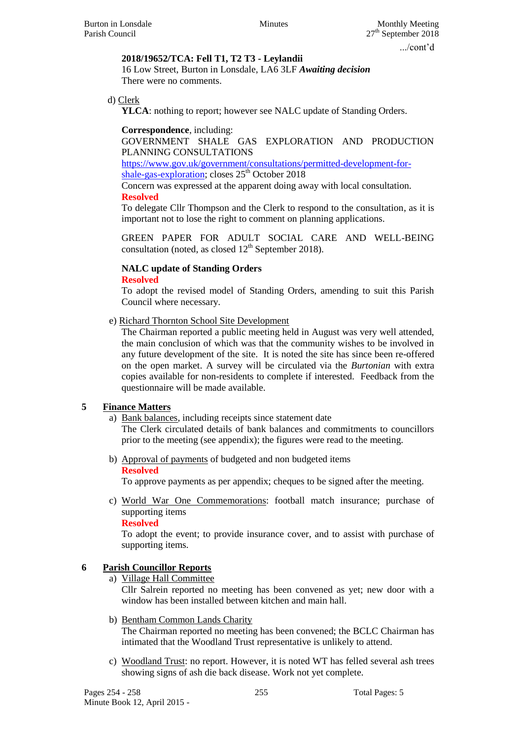.../cont'd

**2018/19652/TCA: Fell T1, T2 T3 - Leylandii**
16 Low Street, Burton in Lonsdale, LA6 3LF ***Awaiting decision***
There were no comments.

d) Clerk

**YLCA**: nothing to report; however see NALC update of Standing Orders.

**Correspondence**, including:
GOVERNMENT SHALE GAS EXPLORATION AND PRODUCTION PLANNING CONSULTATIONS
https://www.gov.uk/government/consultations/permitted-development-for-shale-gas-exploration; closes 25th October 2018
Concern was expressed at the apparent doing away with local consultation.
**Resolved**
To delegate Cllr Thompson and the Clerk to respond to the consultation, as it is important not to lose the right to comment on planning applications.

GREEN PAPER FOR ADULT SOCIAL CARE AND WELL-BEING consultation (noted, as closed 12th September 2018).

**NALC update of Standing Orders**
**Resolved**
To adopt the revised model of Standing Orders, amending to suit this Parish Council where necessary.

e) Richard Thornton School Site Development

The Chairman reported a public meeting held in August was very well attended, the main conclusion of which was that the community wishes to be involved in any future development of the site. It is noted the site has since been re-offered on the open market. A survey will be circulated via the *Burtonian* with extra copies available for non-residents to complete if interested. Feedback from the questionnaire will be made available.

## 5 Finance Matters

a) Bank balances, including receipts since statement date
The Clerk circulated details of bank balances and commitments to councillors prior to the meeting (see appendix); the figures were read to the meeting.

b) Approval of payments of budgeted and non budgeted items
**Resolved**
To approve payments as per appendix; cheques to be signed after the meeting.

c) World War One Commemorations: football match insurance; purchase of supporting items
**Resolved**
To adopt the event; to provide insurance cover, and to assist with purchase of supporting items.

## 6 Parish Councillor Reports

a) Village Hall Committee
Cllr Salrein reported no meeting has been convened as yet; new door with a window has been installed between kitchen and main hall.

b) Bentham Common Lands Charity
The Chairman reported no meeting has been convened; the BCLC Chairman has intimated that the Woodland Trust representative is unlikely to attend.

c) Woodland Trust: no report. However, it is noted WT has felled several ash trees showing signs of ash die back disease. Work not yet complete.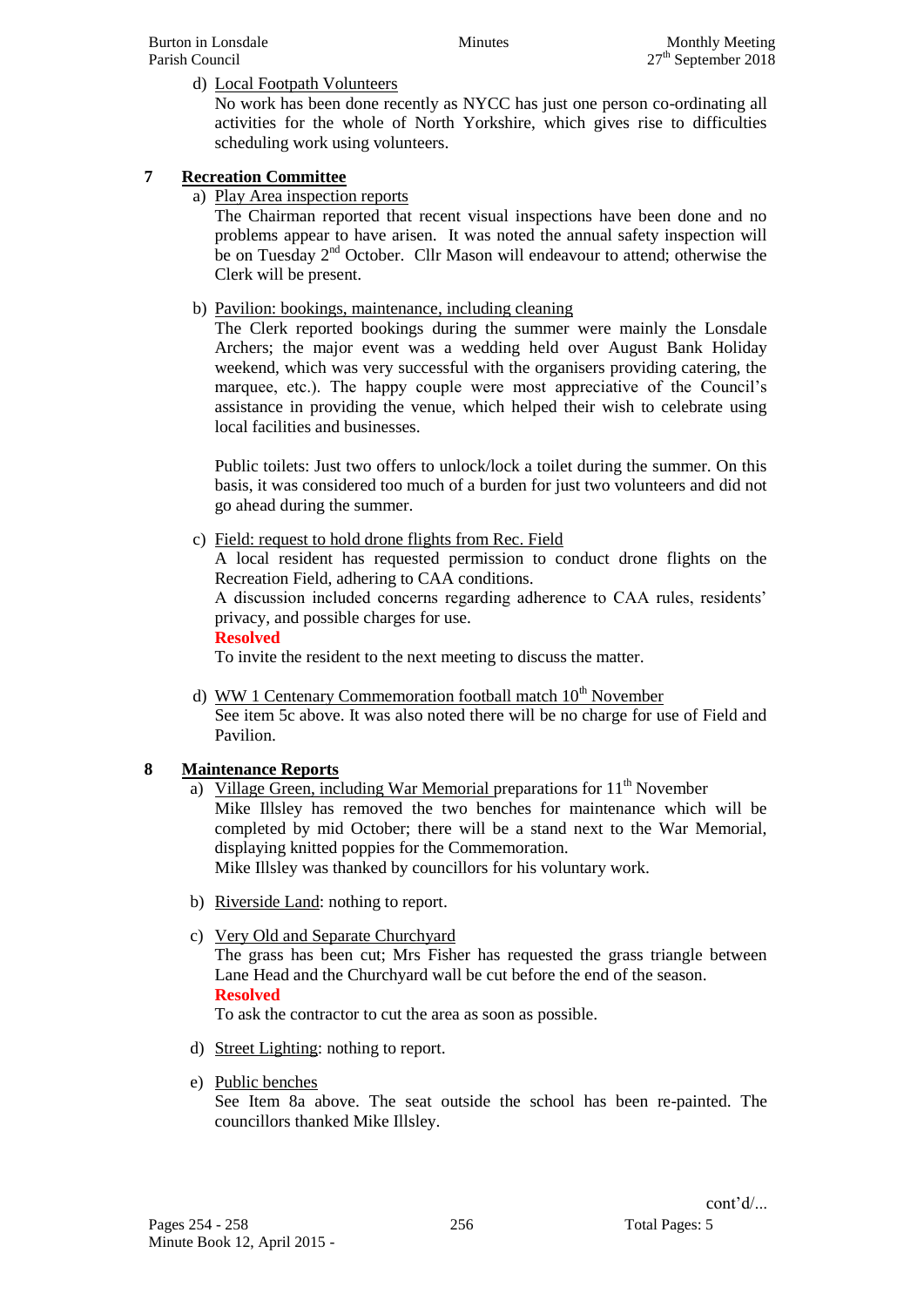d) Local Footpath Volunteers

No work has been done recently as NYCC has just one person co-ordinating all activities for the whole of North Yorkshire, which gives rise to difficulties scheduling work using volunteers.

## 7 Recreation Committee

a) Play Area inspection reports

The Chairman reported that recent visual inspections have been done and no problems appear to have arisen. It was noted the annual safety inspection will be on Tuesday 2nd October. Cllr Mason will endeavour to attend; otherwise the Clerk will be present.

b) Pavilion: bookings, maintenance, including cleaning

The Clerk reported bookings during the summer were mainly the Lonsdale Archers; the major event was a wedding held over August Bank Holiday weekend, which was very successful with the organisers providing catering, the marquee, etc.). The happy couple were most appreciative of the Council's assistance in providing the venue, which helped their wish to celebrate using local facilities and businesses.

Public toilets: Just two offers to unlock/lock a toilet during the summer. On this basis, it was considered too much of a burden for just two volunteers and did not go ahead during the summer.

c) Field: request to hold drone flights from Rec. Field

A local resident has requested permission to conduct drone flights on the Recreation Field, adhering to CAA conditions.

A discussion included concerns regarding adherence to CAA rules, residents' privacy, and possible charges for use.

**Resolved**

To invite the resident to the next meeting to discuss the matter.

d) WW 1 Centenary Commemoration football match 10th November

See item 5c above. It was also noted there will be no charge for use of Field and Pavilion.

## 8 Maintenance Reports

a) Village Green, including War Memorial preparations for 11th November

Mike Illsley has removed the two benches for maintenance which will be completed by mid October; there will be a stand next to the War Memorial, displaying knitted poppies for the Commemoration.

Mike Illsley was thanked by councillors for his voluntary work.

b) Riverside Land: nothing to report.

c) Very Old and Separate Churchyard

The grass has been cut; Mrs Fisher has requested the grass triangle between Lane Head and the Churchyard wall be cut before the end of the season.

**Resolved**

To ask the contractor to cut the area as soon as possible.

d) Street Lighting: nothing to report.

e) Public benches

See Item 8a above. The seat outside the school has been re-painted. The councillors thanked Mike Illsley.

cont'd/...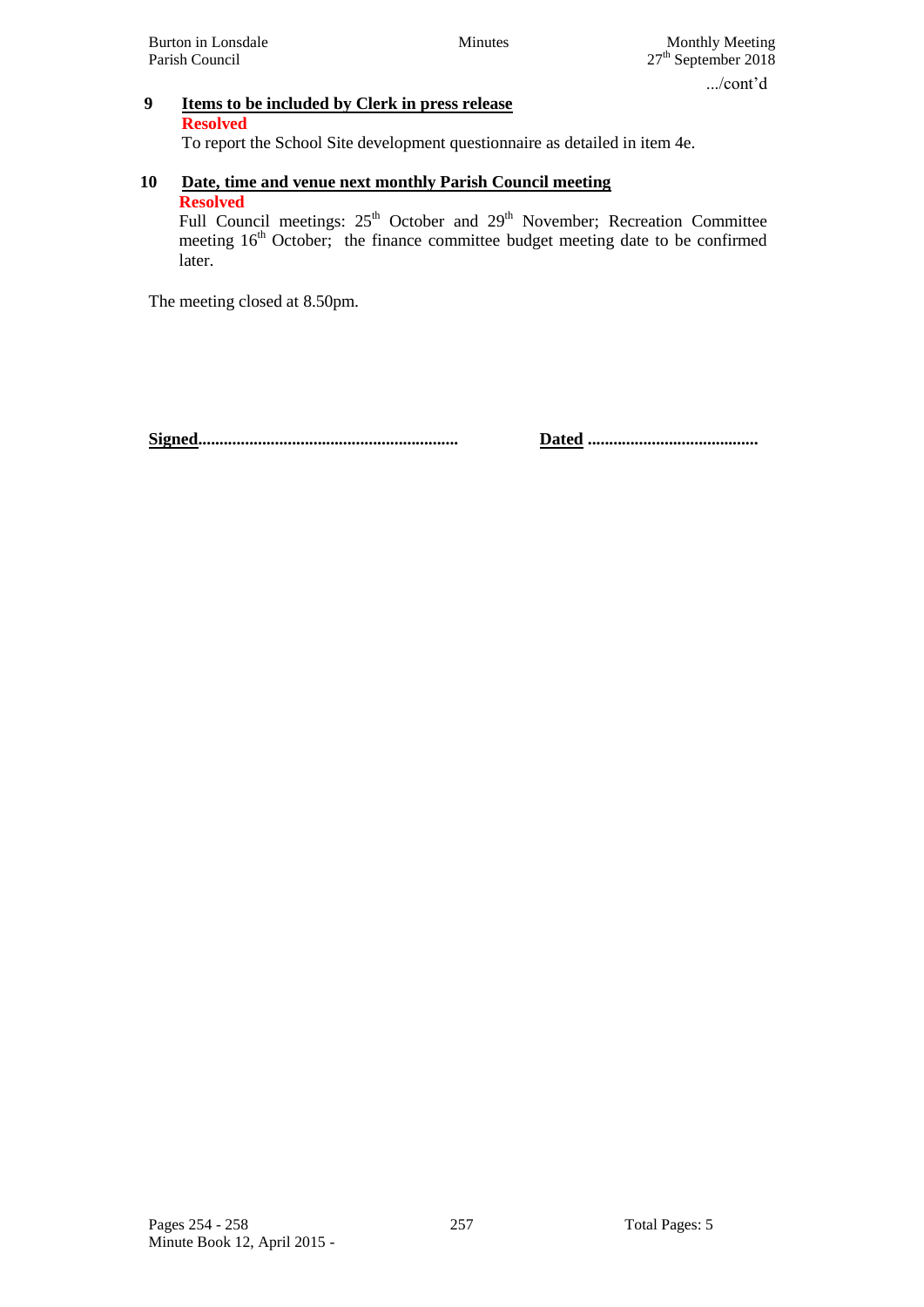.../cont'd

**9 Items to be included by Clerk in press release**

**Resolved**

To report the School Site development questionnaire as detailed in item 4e.

**10 Date, time and venue next monthly Parish Council meeting**

**Resolved**

Full Council meetings: 25th October and 29th November; Recreation Committee meeting 16th October; the finance committee budget meeting date to be confirmed later.

The meeting closed at 8.50pm.

**Signed**............................................................ **Dated** ........................................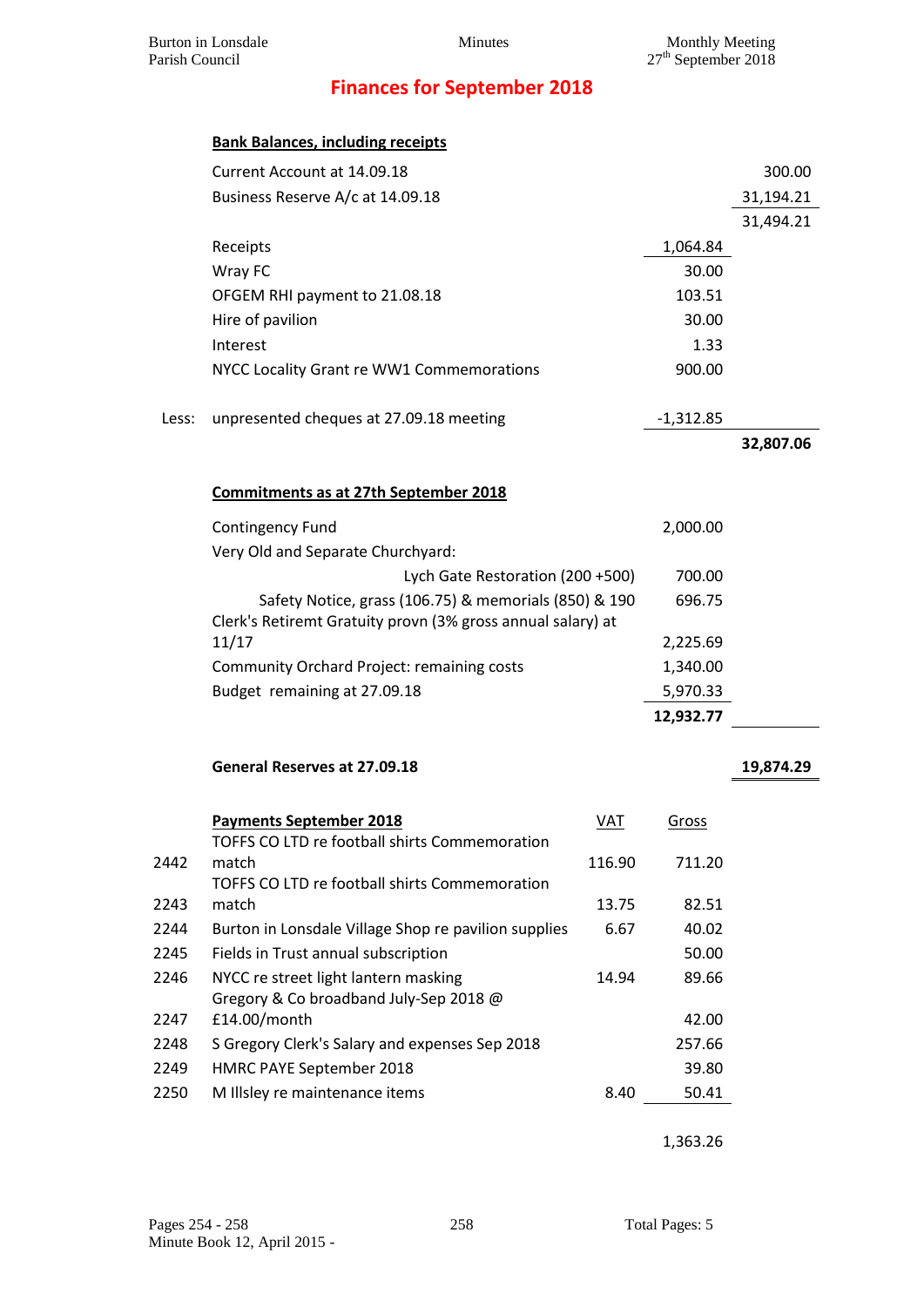# Finances for September 2018

**Bank Balances, including receipts**

| | | | |
|---|---|---|---|
| | Current Account at 14.09.18 | | 300.00 |
| | Business Reserve A/c at 14.09.18 | | 31,194.21 |
| | | | 31,494.21 |
| | Receipts | 1,064.84 | |
| | Wray FC | 30.00 | |
| | OFGEM RHI payment to 21.08.18 | 103.51 | |
| | Hire of pavilion | 30.00 | |
| | Interest | 1.33 | |
| | NYCC Locality Grant re WW1 Commemorations | 900.00 | |
| Less: | unpresented cheques at 27.09.18 meeting | -1,312.85 | |
| | | | **32,807.06** |

**Commitments as at 27th September 2018**

| | | |
|---|---|---|
| Contingency Fund | 2,000.00 | |
| Very Old and Separate Churchyard: | | |
| Lych Gate Restoration (200 +500) | 700.00 | |
| Safety Notice, grass (106.75) & memorials (850) & 190 | 696.75 | |
| Clerk's Retiremt Gratuity provn (3% gross annual salary) at 11/17 | 2,225.69 | |
| Community Orchard Project: remaining costs | 1,340.00 | |
| Budget remaining at 27.09.18 | 5,970.33 | |
| | **12,932.77** | |

**General Reserves at 27.09.18** **19,874.29**

| | Payments September 2018 | VAT | Gross |
|---|---|---|---|
| 2442 | TOFFS CO LTD re football shirts Commemoration match | 116.90 | 711.20 |
| 2243 | TOFFS CO LTD re football shirts Commemoration match | 13.75 | 82.51 |
| 2244 | Burton in Lonsdale Village Shop re pavilion supplies | 6.67 | 40.02 |
| 2245 | Fields in Trust annual subscription | | 50.00 |
| 2246 | NYCC re street light lantern masking | 14.94 | 89.66 |
| 2247 | Gregory & Co broadband July-Sep 2018 @ £14.00/month | | 42.00 |
| 2248 | S Gregory Clerk's Salary and expenses Sep 2018 | | 257.66 |
| 2249 | HMRC PAYE September 2018 | | 39.80 |
| 2250 | M Illsley re maintenance items | 8.40 | 50.41 |
| | | | 1,363.26 |